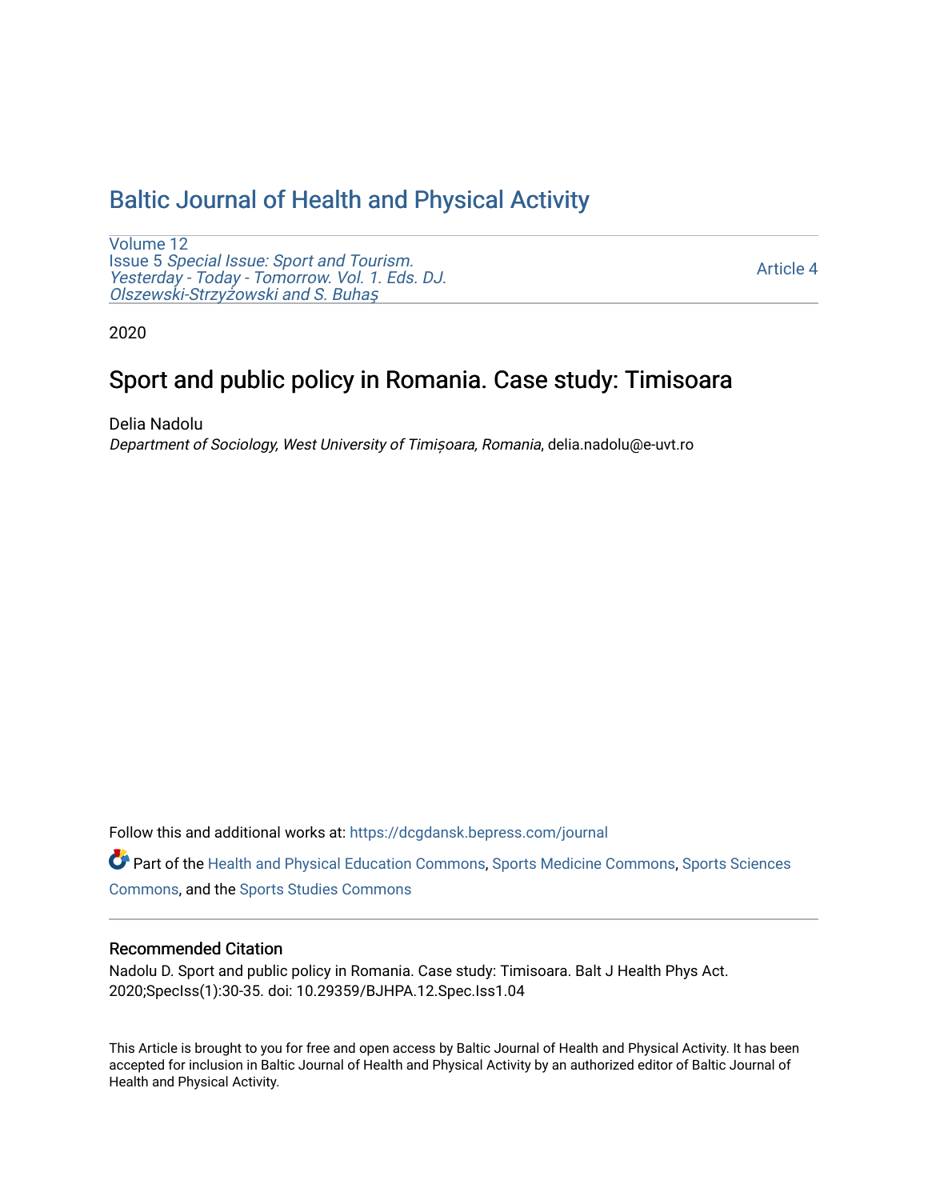# Baltic Journal of Health and Physical Activity

Volume 12
Issue 5 *Special Issue: Sport and Tourism. Yesterday - Today - Tomorrow. Vol. 1. Eds. DJ. Olszewski-Strzyżowski and S. Buhaş*

Article 4

2020

## Sport and public policy in Romania. Case study: Timisoara

Delia Nadolu
*Department of Sociology, West University of Timișoara, Romania*, delia.nadolu@e-uvt.ro

Follow this and additional works at: https://dcgdansk.bepress.com/journal

Part of the Health and Physical Education Commons, Sports Medicine Commons, Sports Sciences Commons, and the Sports Studies Commons

### Recommended Citation

Nadolu D. Sport and public policy in Romania. Case study: Timisoara. Balt J Health Phys Act. 2020;SpecIss(1):30-35. doi: 10.29359/BJHPA.12.Spec.Iss1.04

This Article is brought to you for free and open access by Baltic Journal of Health and Physical Activity. It has been accepted for inclusion in Baltic Journal of Health and Physical Activity by an authorized editor of Baltic Journal of Health and Physical Activity.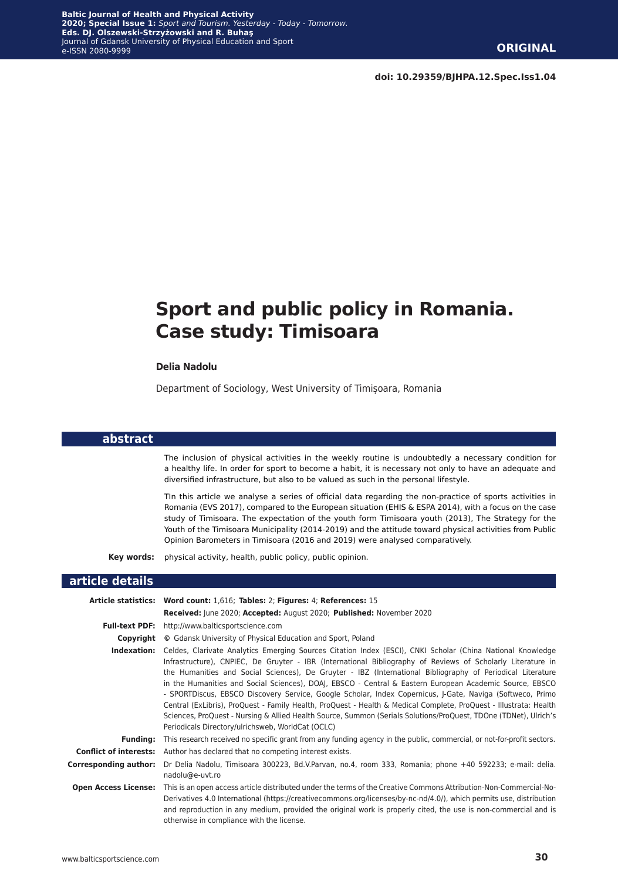# Sport and public policy in Romania. Case study: Timisoara

**Delia Nadolu**

Department of Sociology, West University of Timișoara, Romania

## abstract

The inclusion of physical activities in the weekly routine is undoubtedly a necessary condition for a healthy life. In order for sport to become a habit, it is necessary not only to have an adequate and diversified infrastructure, but also to be valued as such in the personal lifestyle.

TIn this article we analyse a series of official data regarding the non-practice of sports activities in Romania (EVS 2017), compared to the European situation (EHIS & ESPA 2014), with a focus on the case study of Timisoara. The expectation of the youth form Timisoara youth (2013), The Strategy for the Youth of the Timisoara Municipality (2014-2019) and the attitude toward physical activities from Public Opinion Barometers in Timisoara (2016 and 2019) were analysed comparatively.

**Key words:** physical activity, health, public policy, public opinion.

## article details

**Article statistics:** **Word count:** 1,616; **Tables:** 2; **Figures:** 4; **References:** 15

**Received:** June 2020; **Accepted:** August 2020; **Published:** November 2020

**Full-text PDF:** http://www.balticsportscience.com

**Copyright** © Gdansk University of Physical Education and Sport, Poland

**Indexation:** Celdes, Clarivate Analytics Emerging Sources Citation Index (ESCI), CNKI Scholar (China National Knowledge Infrastructure), CNPIEC, De Gruyter - IBR (International Bibliography of Reviews of Scholarly Literature in the Humanities and Social Sciences), De Gruyter - IBZ (International Bibliography of Periodical Literature in the Humanities and Social Sciences), DOAJ, EBSCO - Central & Eastern European Academic Source, EBSCO - SPORTDiscus, EBSCO Discovery Service, Google Scholar, Index Copernicus, J-Gate, Naviga (Softweco, Primo Central (ExLibris), ProQuest - Family Health, ProQuest - Health & Medical Complete, ProQuest - Illustrata: Health Sciences, ProQuest - Nursing & Allied Health Source, Summon (Serials Solutions/ProQuest, TDOne (TDNet), Ulrich's Periodicals Directory/ulrichsweb, WorldCat (OCLC)

**Funding:** This research received no specific grant from any funding agency in the public, commercial, or not-for-profit sectors.

**Conflict of interests:** Author has declared that no competing interest exists.

**Corresponding author:** Dr Delia Nadolu, Timisoara 300223, Bd.V.Parvan, no.4, room 333, Romania; phone +40 592233; e-mail: delia.nadolu@e-uvt.ro

**Open Access License:** This is an open access article distributed under the terms of the Creative Commons Attribution-Non-Commercial-No-Derivatives 4.0 International (https://creativecommons.org/licenses/by-nc-nd/4.0/), which permits use, distribution and reproduction in any medium, provided the original work is properly cited, the use is non-commercial and is otherwise in compliance with the license.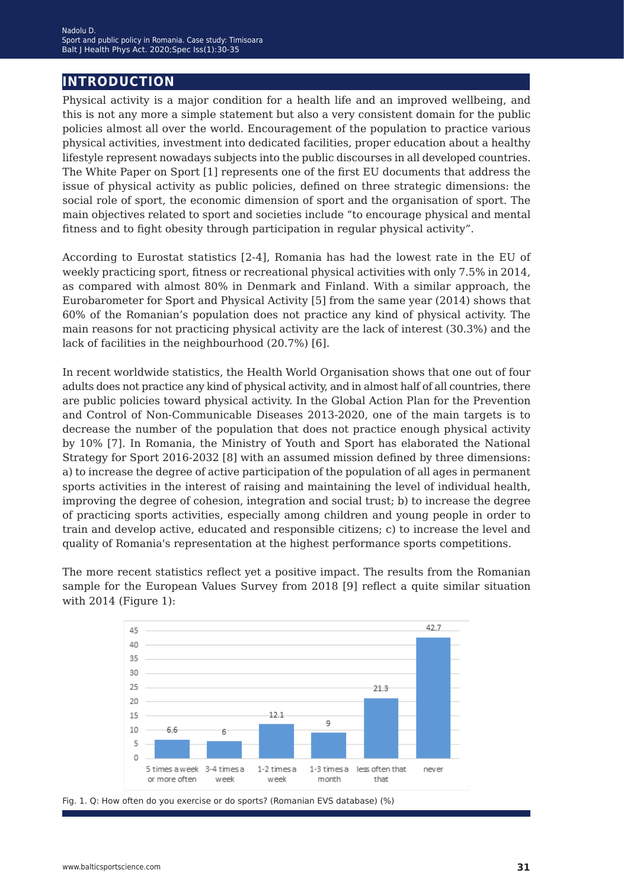## INTRODUCTION

Physical activity is a major condition for a health life and an improved wellbeing, and this is not any more a simple statement but also a very consistent domain for the public policies almost all over the world. Encouragement of the population to practice various physical activities, investment into dedicated facilities, proper education about a healthy lifestyle represent nowadays subjects into the public discourses in all developed countries. The White Paper on Sport [1] represents one of the first EU documents that address the issue of physical activity as public policies, defined on three strategic dimensions: the social role of sport, the economic dimension of sport and the organisation of sport. The main objectives related to sport and societies include "to encourage physical and mental fitness and to fight obesity through participation in regular physical activity".

According to Eurostat statistics [2-4], Romania has had the lowest rate in the EU of weekly practicing sport, fitness or recreational physical activities with only 7.5% in 2014, as compared with almost 80% in Denmark and Finland. With a similar approach, the Eurobarometer for Sport and Physical Activity [5] from the same year (2014) shows that 60% of the Romanian's population does not practice any kind of physical activity. The main reasons for not practicing physical activity are the lack of interest (30.3%) and the lack of facilities in the neighbourhood (20.7%) [6].

In recent worldwide statistics, the Health World Organisation shows that one out of four adults does not practice any kind of physical activity, and in almost half of all countries, there are public policies toward physical activity. In the Global Action Plan for the Prevention and Control of Non-Communicable Diseases 2013-2020, one of the main targets is to decrease the number of the population that does not practice enough physical activity by 10% [7]. In Romania, the Ministry of Youth and Sport has elaborated the National Strategy for Sport 2016-2032 [8] with an assumed mission defined by three dimensions: a) to increase the degree of active participation of the population of all ages in permanent sports activities in the interest of raising and maintaining the level of individual health, improving the degree of cohesion, integration and social trust; b) to increase the degree of practicing sports activities, especially among children and young people in order to train and develop active, educated and responsible citizens; c) to increase the level and quality of Romania's representation at the highest performance sports competitions.

The more recent statistics reflect yet a positive impact. The results from the Romanian sample for the European Values Survey from 2018 [9] reflect a quite similar situation with 2014 (Figure 1):

| Frequency | % |
|---|---|
| 5 times a week or more often | 6.6 |
| 3-4 times a week | 6 |
| 1-2 times a week | 12.1 |
| 1-3 times a month | 9 |
| less often that that | 21.3 |
| never | 42.7 |

Fig. 1. Q: How often do you exercise or do sports? (Romanian EVS database) (%)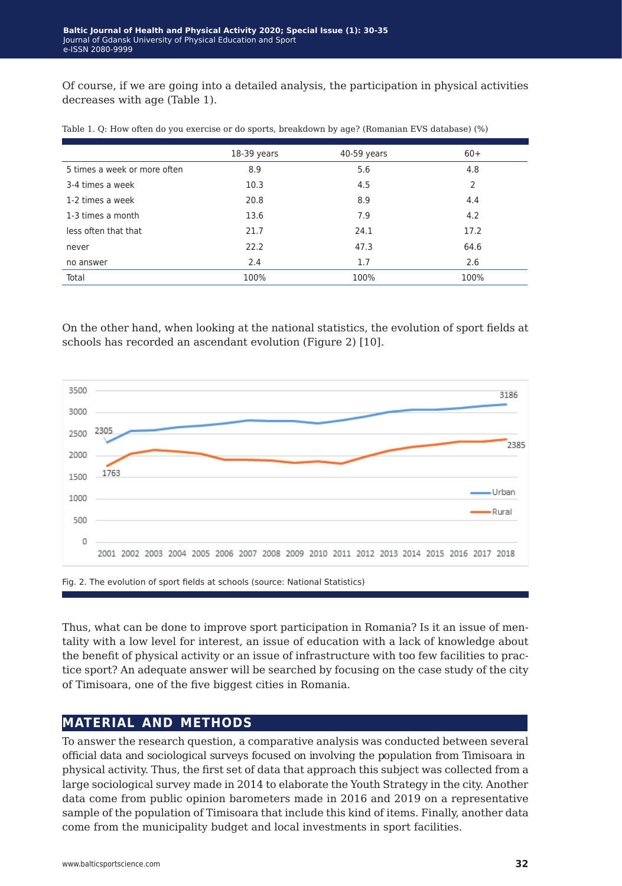Of course, if we are going into a detailed analysis, the participation in physical activities decreases with age (Table 1).

Table 1. Q: How often do you exercise or do sports, breakdown by age? (Romanian EVS database) (%)

| | 18-39 years | 40-59 years | 60+ |
|---|---|---|---|
| 5 times a week or more often | 8.9 | 5.6 | 4.8 |
| 3-4 times a week | 10.3 | 4.5 | 2 |
| 1-2 times a week | 20.8 | 8.9 | 4.4 |
| 1-3 times a month | 13.6 | 7.9 | 4.2 |
| less often that that | 21.7 | 24.1 | 17.2 |
| never | 22.2 | 47.3 | 64.6 |
| no answer | 2.4 | 1.7 | 2.6 |
| Total | 100% | 100% | 100% |

On the other hand, when looking at the national statistics, the evolution of sport fields at schools has recorded an ascendant evolution (Figure 2) [10].

Fig. 2. The evolution of sport fields at schools (source: National Statistics)

Thus, what can be done to improve sport participation in Romania? Is it an issue of mentality with a low level for interest, an issue of education with a lack of knowledge about the benefit of physical activity or an issue of infrastructure with too few facilities to practice sport? An adequate answer will be searched by focusing on the case study of the city of Timisoara, one of the five biggest cities in Romania.

## MATERIAL AND METHODS

To answer the research question, a comparative analysis was conducted between several official data and sociological surveys focused on involving the population from Timisoara in physical activity. Thus, the first set of data that approach this subject was collected from a large sociological survey made in 2014 to elaborate the Youth Strategy in the city. Another data come from public opinion barometers made in 2016 and 2019 on a representative sample of the population of Timisoara that include this kind of items. Finally, another data come from the municipality budget and local investments in sport facilities.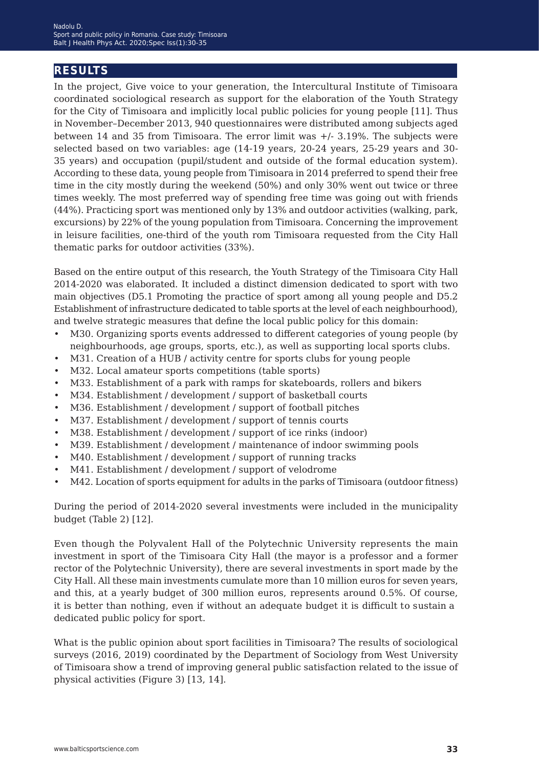## RESULTS

In the project, Give voice to your generation, the Intercultural Institute of Timisoara coordinated sociological research as support for the elaboration of the Youth Strategy for the City of Timisoara and implicitly local public policies for young people [11]. Thus in November–December 2013, 940 questionnaires were distributed among subjects aged between 14 and 35 from Timisoara. The error limit was +/- 3.19%. The subjects were selected based on two variables: age (14-19 years, 20-24 years, 25-29 years and 30-35 years) and occupation (pupil/student and outside of the formal education system). According to these data, young people from Timisoara in 2014 preferred to spend their free time in the city mostly during the weekend (50%) and only 30% went out twice or three times weekly. The most preferred way of spending free time was going out with friends (44%). Practicing sport was mentioned only by 13% and outdoor activities (walking, park, excursions) by 22% of the young population from Timisoara. Concerning the improvement in leisure facilities, one-third of the youth rom Timisoara requested from the City Hall thematic parks for outdoor activities (33%).

Based on the entire output of this research, the Youth Strategy of the Timisoara City Hall 2014-2020 was elaborated. It included a distinct dimension dedicated to sport with two main objectives (D5.1 Promoting the practice of sport among all young people and D5.2 Establishment of infrastructure dedicated to table sports at the level of each neighbourhood), and twelve strategic measures that define the local public policy for this domain:

- M30. Organizing sports events addressed to different categories of young people (by neighbourhoods, age groups, sports, etc.), as well as supporting local sports clubs.
- M31. Creation of a HUB / activity centre for sports clubs for young people
- M32. Local amateur sports competitions (table sports)
- M33. Establishment of a park with ramps for skateboards, rollers and bikers
- M34. Establishment / development / support of basketball courts
- M36. Establishment / development / support of football pitches
- M37. Establishment / development / support of tennis courts
- M38. Establishment / development / support of ice rinks (indoor)
- M39. Establishment / development / maintenance of indoor swimming pools
- M40. Establishment / development / support of running tracks
- M41. Establishment / development / support of velodrome
- M42. Location of sports equipment for adults in the parks of Timisoara (outdoor fitness)

During the period of 2014-2020 several investments were included in the municipality budget (Table 2) [12].

Even though the Polyvalent Hall of the Polytechnic University represents the main investment in sport of the Timisoara City Hall (the mayor is a professor and a former rector of the Polytechnic University), there are several investments in sport made by the City Hall. All these main investments cumulate more than 10 million euros for seven years, and this, at a yearly budget of 300 million euros, represents around 0.5%. Of course, it is better than nothing, even if without an adequate budget it is difficult to sustain a dedicated public policy for sport.

What is the public opinion about sport facilities in Timisoara? The results of sociological surveys (2016, 2019) coordinated by the Department of Sociology from West University of Timisoara show a trend of improving general public satisfaction related to the issue of physical activities (Figure 3) [13, 14].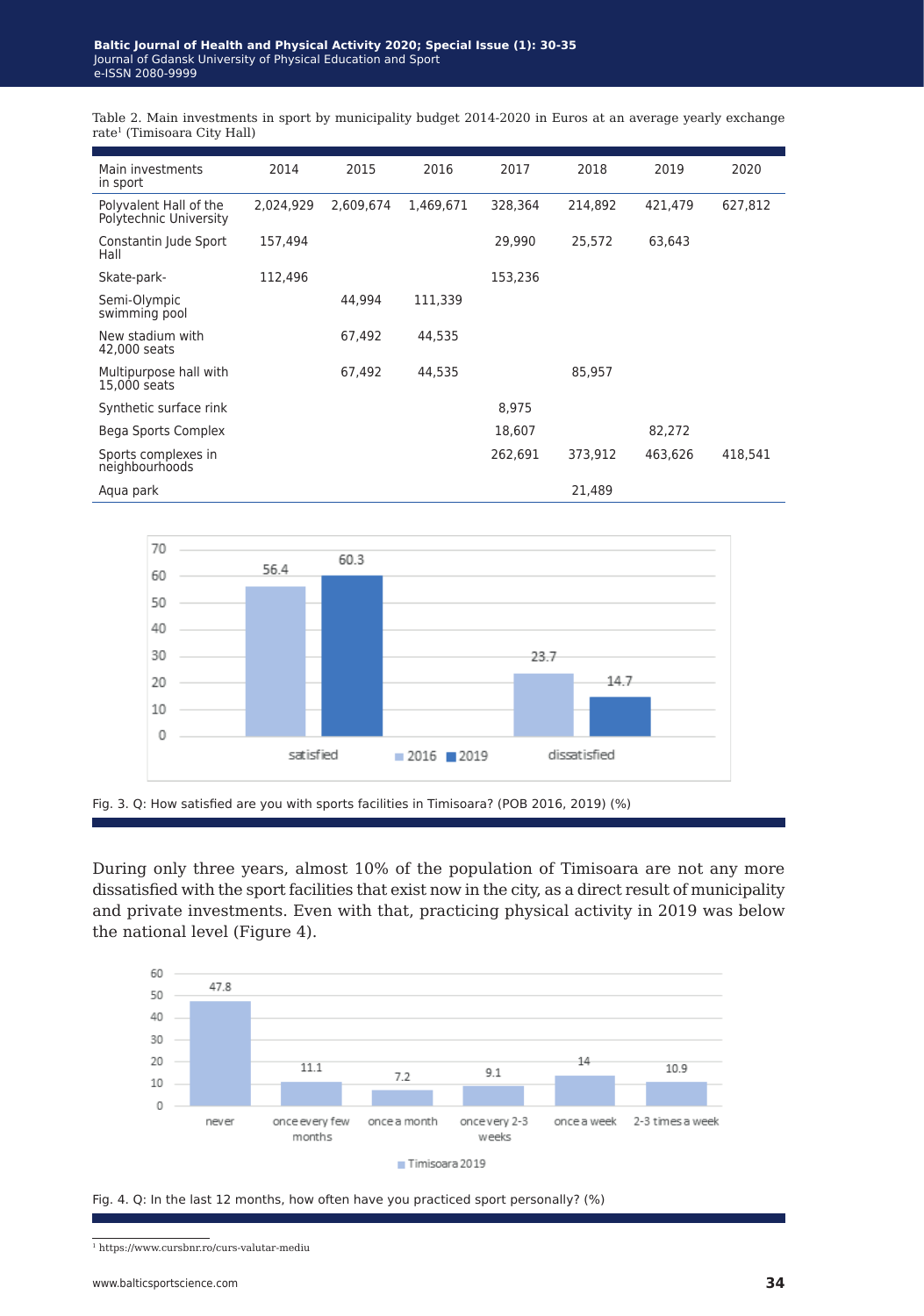Table 2. Main investments in sport by municipality budget 2014-2020 in Euros at an average yearly exchange rate[1] (Timisoara City Hall)

| Main investments in sport | 2014 | 2015 | 2016 | 2017 | 2018 | 2019 | 2020 |
|---|---|---|---|---|---|---|---|
| Polyvalent Hall of the Polytechnic University | 2,024,929 | 2,609,674 | 1,469,671 | 328,364 | 214,892 | 421,479 | 627,812 |
| Constantin Jude Sport Hall | 157,494 | | | 29,990 | 25,572 | 63,643 | |
| Skate-park- | 112,496 | | | 153,236 | | | |
| Semi-Olympic swimming pool | | 44,994 | 111,339 | | | | |
| New stadium with 42,000 seats | | 67,492 | 44,535 | | | | |
| Multipurpose hall with 15,000 seats | | 67,492 | 44,535 | | 85,957 | | |
| Synthetic surface rink | | | | 8,975 | | | |
| Bega Sports Complex | | | | 18,607 | | 82,272 | |
| Sports complexes in neighbourhoods | | | | 262,691 | 373,912 | 463,626 | 418,541 |
| Aqua park | | | | | 21,489 | | |

Fig. 3. Q: How satisfied are you with sports facilities in Timisoara? (POB 2016, 2019) (%)

During only three years, almost 10% of the population of Timisoara are not any more dissatisfied with the sport facilities that exist now in the city, as a direct result of municipality and private investments. Even with that, practicing physical activity in 2019 was below the national level (Figure 4).

Fig. 4. Q: In the last 12 months, how often have you practiced sport personally? (%)

[1] https://www.cursbnr.ro/curs-valutar-mediu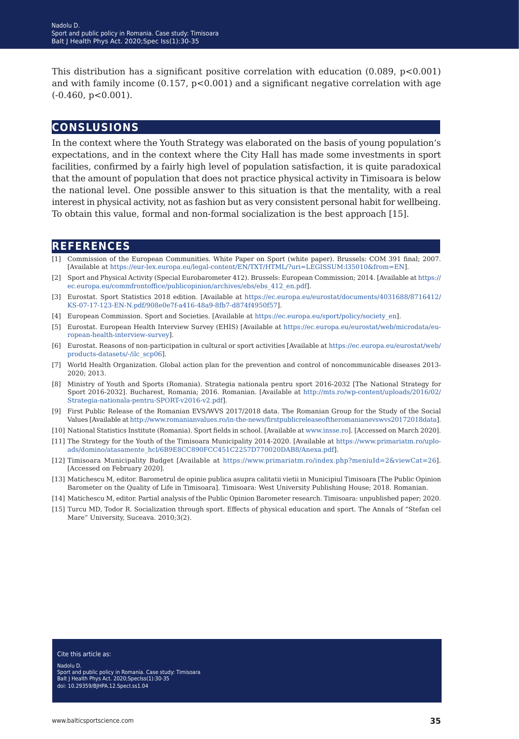This distribution has a significant positive correlation with education (0.089, $p<0.001$) and with family income (0.157, $p<0.001$) and a significant negative correlation with age (-0.460, $p<0.001$).

## CONSLUSIONS

In the context where the Youth Strategy was elaborated on the basis of young population's expectations, and in the context where the City Hall has made some investments in sport facilities, confirmed by a fairly high level of population satisfaction, it is quite paradoxical that the amount of population that does not practice physical activity in Timisoara is below the national level. One possible answer to this situation is that the mentality, with a real interest in physical activity, not as fashion but as very consistent personal habit for wellbeing. To obtain this value, formal and non-formal socialization is the best approach [15].

## REFERENCES

[1] Commission of the European Communities. White Paper on Sport (white paper). Brussels: COM 391 final; 2007. [Available at https://eur-lex.europa.eu/legal-content/EN/TXT/HTML/?uri=LEGISSUM:l35010&from=EN].

[2] Sport and Physical Activity (Special Eurobarometer 412). Brussels: European Commission; 2014. [Available at https://ec.europa.eu/commfrontoffice/publicopinion/archives/ebs/ebs_412_en.pdf].

[3] Eurostat. Sport Statistics 2018 edition. [Available at https://ec.europa.eu/eurostat/documents/4031688/8716412/KS-07-17-123-EN-N.pdf/908e0e7f-a416-48a9-8fb7-d874f4950f57].

[4] European Commission. Sport and Societies. [Available at https://ec.europa.eu/sport/policy/society_en].

[5] Eurostat. European Health Interview Survey (EHIS) [Available at https://ec.europa.eu/eurostat/web/microdata/european-health-interview-survey].

[6] Eurostat. Reasons of non-participation in cultural or sport activities [Available at https://ec.europa.eu/eurostat/web/products-datasets/-/ilc_scp06].

[7] World Health Organization. Global action plan for the prevention and control of noncommunicable diseases 2013-2020; 2013.

[8] Ministry of Youth and Sports (Romania). Strategia nationala pentru sport 2016-2032 [The National Strategy for Sport 2016-2032]. Bucharest, Romania; 2016. Romanian. [Available at http://mts.ro/wp-content/uploads/2016/02/Strategia-nationala-pentru-SPORT-v2016-v2.pdf].

[9] First Public Release of the Romanian EVS/WVS 2017/2018 data. The Romanian Group for the Study of the Social Values [Available at http://www.romanianvalues.ro/in-the-news/firstpublicreleaseoftheromanianevswvs20172018data].

[10] National Statistics Institute (Romania). Sport fields in school. [Available at www.insse.ro]. [Accessed on March 2020].

[11] The Strategy for the Youth of the Timisoara Municipality 2014-2020. [Available at https://www.primariatm.ro/uploads/domino/atasamente_hcl/6B9E8CC890FCC451C2257D770020DAB8/Anexa.pdf].

[12] Timisoara Municipality Budget [Available at https://www.primariatm.ro/index.php?meniuId=2&viewCat=26]. [Accessed on February 2020].

[13] Matichescu M, editor. Barometrul de opinie publica asupra calitatii vietii in Municipiul Timisoara [The Public Opinion Barometer on the Quality of Life in Timisoara]. Timisoara: West University Publishing House; 2018. Romanian.

[14] Matichescu M, editor. Partial analysis of the Public Opinion Barometer research. Timisoara: unpublished paper; 2020.

[15] Turcu MD, Todor R. Socialization through sport. Effects of physical education and sport. The Annals of "Stefan cel Mare" University, Suceava. 2010;3(2).

Cite this article as:

Nadolu D.
Sport and public policy in Romania. Case study: Timisoara
Balt J Health Phys Act. 2020;SpecIss(1):30-35
doi: 10.29359/BJHPA.12.Spec.Iss1.04